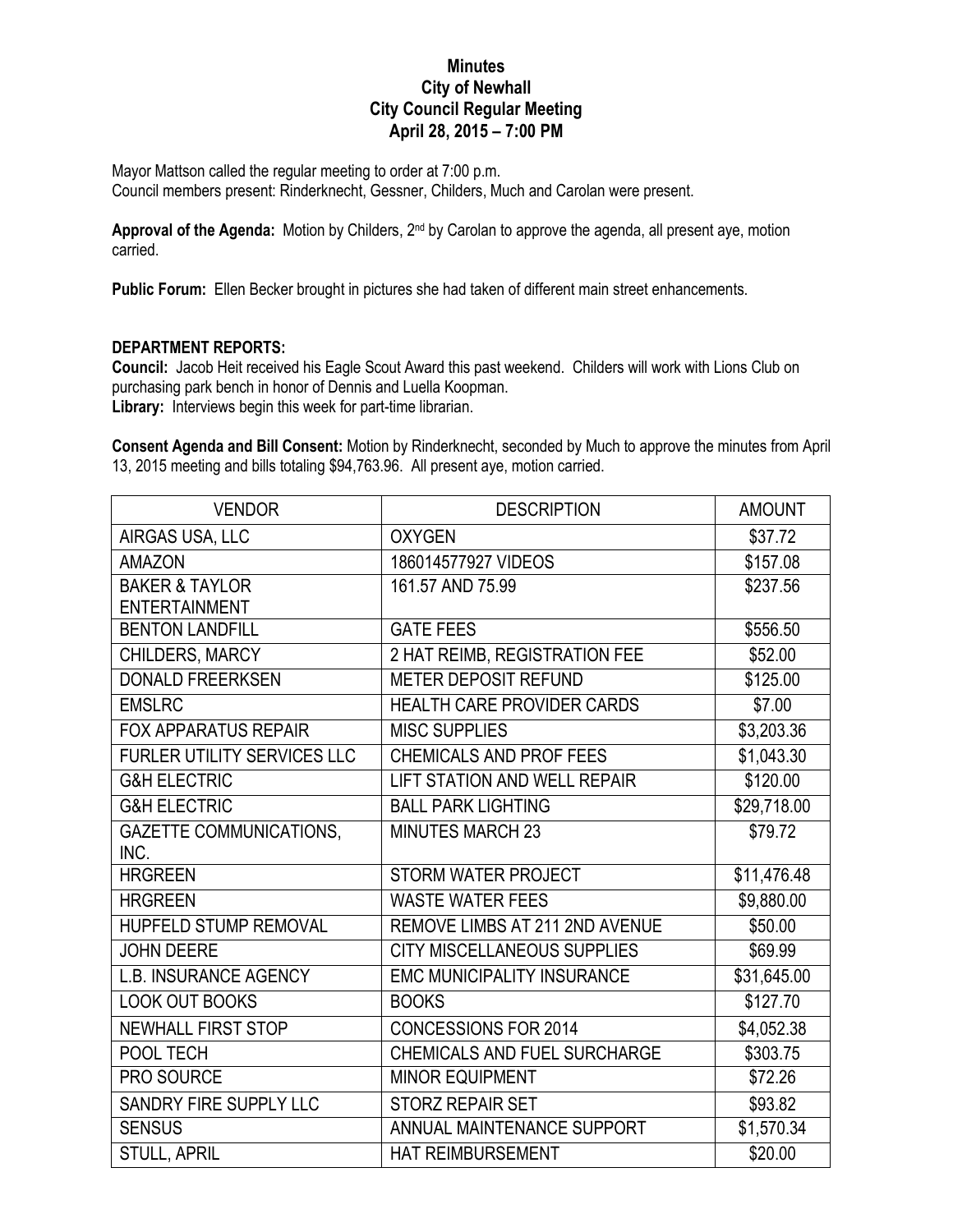# Minutes
## City of Newhall
## City Council Regular Meeting
## April 28, 2015 – 7:00 PM

Mayor Mattson called the regular meeting to order at 7:00 p.m.
Council members present: Rinderknecht, Gessner, Childers, Much and Carolan were present.

**Approval of the Agenda:** Motion by Childers, 2nd by Carolan to approve the agenda, all present aye, motion carried.

**Public Forum:** Ellen Becker brought in pictures she had taken of different main street enhancements.

**DEPARTMENT REPORTS:**

**Council:** Jacob Heit received his Eagle Scout Award this past weekend. Childers will work with Lions Club on purchasing park bench in honor of Dennis and Luella Koopman.

**Library:** Interviews begin this week for part-time librarian.

**Consent Agenda and Bill Consent:** Motion by Rinderknecht, seconded by Much to approve the minutes from April 13, 2015 meeting and bills totaling $94,763.96. All present aye, motion carried.

| VENDOR | DESCRIPTION | AMOUNT |
|---|---|---|
| AIRGAS USA, LLC | OXYGEN | $37.72 |
| AMAZON | 186014577927 VIDEOS | $157.08 |
| BAKER & TAYLOR ENTERTAINMENT | 161.57 AND 75.99 | $237.56 |
| BENTON LANDFILL | GATE FEES | $556.50 |
| CHILDERS, MARCY | 2 HAT REIMB, REGISTRATION FEE | $52.00 |
| DONALD FREERKSEN | METER DEPOSIT REFUND | $125.00 |
| EMSLRC | HEALTH CARE PROVIDER CARDS | $7.00 |
| FOX APPARATUS REPAIR | MISC SUPPLIES | $3,203.36 |
| FURLER UTILITY SERVICES LLC | CHEMICALS AND PROF FEES | $1,043.30 |
| G&H ELECTRIC | LIFT STATION AND WELL REPAIR | $120.00 |
| G&H ELECTRIC | BALL PARK LIGHTING | $29,718.00 |
| GAZETTE COMMUNICATIONS, INC. | MINUTES MARCH 23 | $79.72 |
| HRGREEN | STORM WATER PROJECT | $11,476.48 |
| HRGREEN | WASTE WATER FEES | $9,880.00 |
| HUPFELD STUMP REMOVAL | REMOVE LIMBS AT 211 2ND AVENUE | $50.00 |
| JOHN DEERE | CITY MISCELLANEOUS SUPPLIES | $69.99 |
| L.B. INSURANCE AGENCY | EMC MUNICIPALITY INSURANCE | $31,645.00 |
| LOOK OUT BOOKS | BOOKS | $127.70 |
| NEWHALL FIRST STOP | CONCESSIONS FOR 2014 | $4,052.38 |
| POOL TECH | CHEMICALS AND FUEL SURCHARGE | $303.75 |
| PRO SOURCE | MINOR EQUIPMENT | $72.26 |
| SANDRY FIRE SUPPLY LLC | STORZ REPAIR SET | $93.82 |
| SENSUS | ANNUAL MAINTENANCE SUPPORT | $1,570.34 |
| STULL, APRIL | HAT REIMBURSEMENT | $20.00 |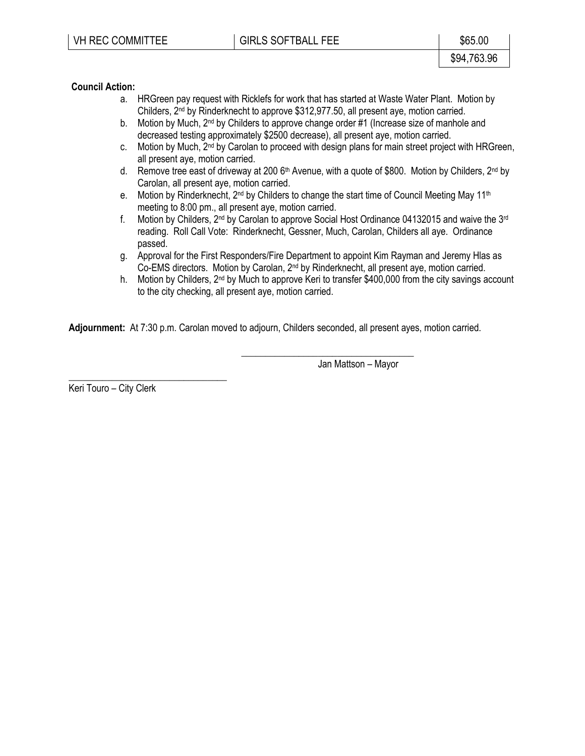| | | |
|---|---|---|
| VH REC COMMITTEE | GIRLS SOFTBALL FEE | $65.00 |
| | | $94,763.96 |

**Council Action:**

a. HRGreen pay request with Ricklefs for work that has started at Waste Water Plant. Motion by Childers, 2nd by Rinderknecht to approve $312,977.50, all present aye, motion carried.

b. Motion by Much, 2nd by Childers to approve change order #1 (Increase size of manhole and decreased testing approximately $2500 decrease), all present aye, motion carried.

c. Motion by Much, 2nd by Carolan to proceed with design plans for main street project with HRGreen, all present aye, motion carried.

d. Remove tree east of driveway at 200 6th Avenue, with a quote of $800. Motion by Childers, 2nd by Carolan, all present aye, motion carried.

e. Motion by Rinderknecht, 2nd by Childers to change the start time of Council Meeting May 11th meeting to 8:00 pm., all present aye, motion carried.

f. Motion by Childers, 2nd by Carolan to approve Social Host Ordinance 04132015 and waive the 3rd reading. Roll Call Vote: Rinderknecht, Gessner, Much, Carolan, Childers all aye. Ordinance passed.

g. Approval for the First Responders/Fire Department to appoint Kim Rayman and Jeremy Hlas as Co-EMS directors. Motion by Carolan, 2nd by Rinderknecht, all present aye, motion carried.

h. Motion by Childers, 2nd by Much to approve Keri to transfer $400,000 from the city savings account to the city checking, all present aye, motion carried.

**Adjournment:** At 7:30 p.m. Carolan moved to adjourn, Childers seconded, all present ayes, motion carried.

\_\_\_\_\_\_\_\_\_\_\_\_\_\_\_\_\_\_\_\_\_\_\_\_\_\_\_\_\_\_\_\_\_\_\_\_

Jan Mattson – Mayor

\_\_\_\_\_\_\_\_\_\_\_\_\_\_\_\_\_\_\_\_\_\_\_\_\_\_\_\_\_\_\_\_\_\_\_\_

Keri Touro – City Clerk